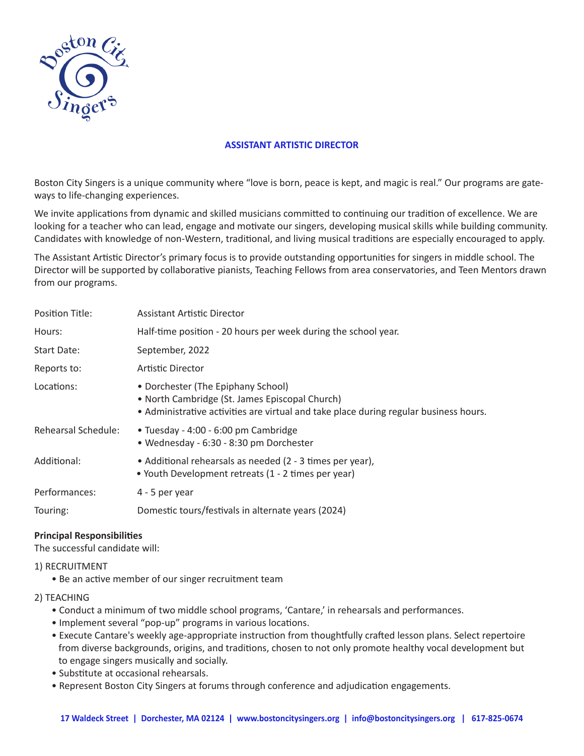## ASSISTANT ARTISTIC DIRECTOR

Boston City Singers is a unique community where "love is born, peace is kept, and magic is real." Our programs are gateways to life-changing experiences.

We invite applications from dynamic and skilled musicians committed to continuing our tradition of excellence. We are looking for a teacher who can lead, engage and motivate our singers, developing musical skills while building community. Candidates with knowledge of non-Western, traditional, and living musical traditions are especially encouraged to apply.

The Assistant Artistic Director's primary focus is to provide outstanding opportunities for singers in middle school. The Director will be supported by collaborative pianists, Teaching Fellows from area conservatories, and Teen Mentors drawn from our programs.

| | |
|---|---|
| Position Title: | Assistant Artistic Director |
| Hours: | Half-time position - 20 hours per week during the school year. |
| Start Date: | September, 2022 |
| Reports to: | Artistic Director |
| Locations: | • Dorchester (The Epiphany School)<br>• North Cambridge (St. James Episcopal Church)<br>• Administrative activities are virtual and take place during regular business hours. |
| Rehearsal Schedule: | • Tuesday - 4:00 - 6:00 pm Cambridge<br>• Wednesday - 6:30 - 8:30 pm Dorchester |
| Additional: | • Additional rehearsals as needed (2 - 3 times per year),<br>• Youth Development retreats (1 - 2 times per year) |
| Performances: | 4 - 5 per year |
| Touring: | Domestic tours/festivals in alternate years (2024) |

**Principal Responsibilities**

The successful candidate will:

1) RECRUITMENT
- Be an active member of our singer recruitment team

2) TEACHING
- Conduct a minimum of two middle school programs, 'Cantare,' in rehearsals and performances.
- Implement several "pop-up" programs in various locations.
- Execute Cantare's weekly age-appropriate instruction from thoughtfully crafted lesson plans. Select repertoire from diverse backgrounds, origins, and traditions, chosen to not only promote healthy vocal development but to engage singers musically and socially.
- Substitute at occasional rehearsals.
- Represent Boston City Singers at forums through conference and adjudication engagements.

**17 Waldeck Street | Dorchester, MA 02124 | www.bostoncitysingers.org | info@bostoncitysingers.org | 617-825-0674**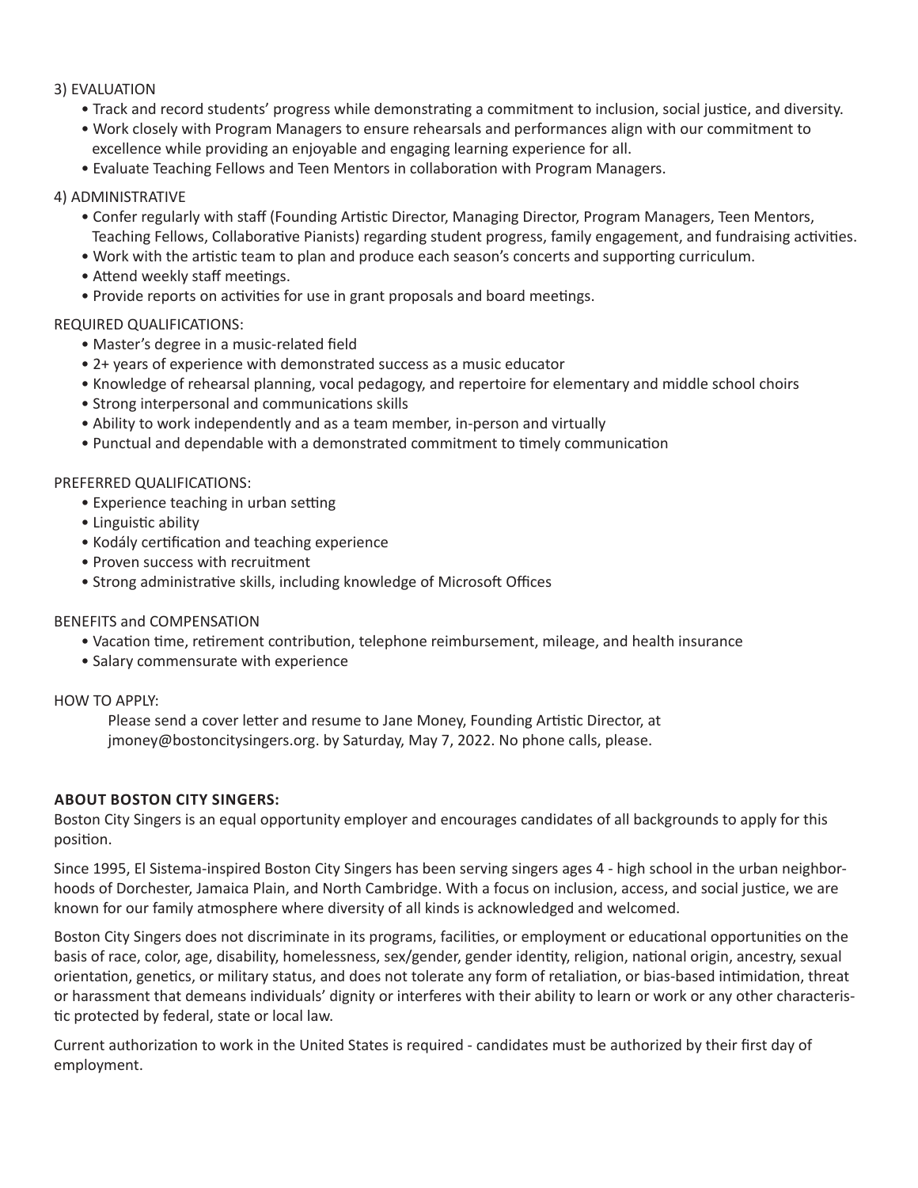3) EVALUATION

- Track and record students' progress while demonstrating a commitment to inclusion, social justice, and diversity.
- Work closely with Program Managers to ensure rehearsals and performances align with our commitment to excellence while providing an enjoyable and engaging learning experience for all.
- Evaluate Teaching Fellows and Teen Mentors in collaboration with Program Managers.

4) ADMINISTRATIVE

- Confer regularly with staff (Founding Artistic Director, Managing Director, Program Managers, Teen Mentors, Teaching Fellows, Collaborative Pianists) regarding student progress, family engagement, and fundraising activities.
- Work with the artistic team to plan and produce each season's concerts and supporting curriculum.
- Attend weekly staff meetings.
- Provide reports on activities for use in grant proposals and board meetings.

REQUIRED QUALIFICATIONS:

- Master's degree in a music-related field
- 2+ years of experience with demonstrated success as a music educator
- Knowledge of rehearsal planning, vocal pedagogy, and repertoire for elementary and middle school choirs
- Strong interpersonal and communications skills
- Ability to work independently and as a team member, in-person and virtually
- Punctual and dependable with a demonstrated commitment to timely communication

PREFERRED QUALIFICATIONS:

- Experience teaching in urban setting
- Linguistic ability
- Kodály certification and teaching experience
- Proven success with recruitment
- Strong administrative skills, including knowledge of Microsoft Offices

BENEFITS and COMPENSATION

- Vacation time, retirement contribution, telephone reimbursement, mileage, and health insurance
- Salary commensurate with experience

HOW TO APPLY:

Please send a cover letter and resume to Jane Money, Founding Artistic Director, at jmoney@bostoncitysingers.org. by Saturday, May 7, 2022. No phone calls, please.

**ABOUT BOSTON CITY SINGERS:**

Boston City Singers is an equal opportunity employer and encourages candidates of all backgrounds to apply for this position.

Since 1995, El Sistema-inspired Boston City Singers has been serving singers ages 4 - high school in the urban neighborhoods of Dorchester, Jamaica Plain, and North Cambridge. With a focus on inclusion, access, and social justice, we are known for our family atmosphere where diversity of all kinds is acknowledged and welcomed.

Boston City Singers does not discriminate in its programs, facilities, or employment or educational opportunities on the basis of race, color, age, disability, homelessness, sex/gender, gender identity, religion, national origin, ancestry, sexual orientation, genetics, or military status, and does not tolerate any form of retaliation, or bias-based intimidation, threat or harassment that demeans individuals' dignity or interferes with their ability to learn or work or any other characteristic protected by federal, state or local law.

Current authorization to work in the United States is required - candidates must be authorized by their first day of employment.